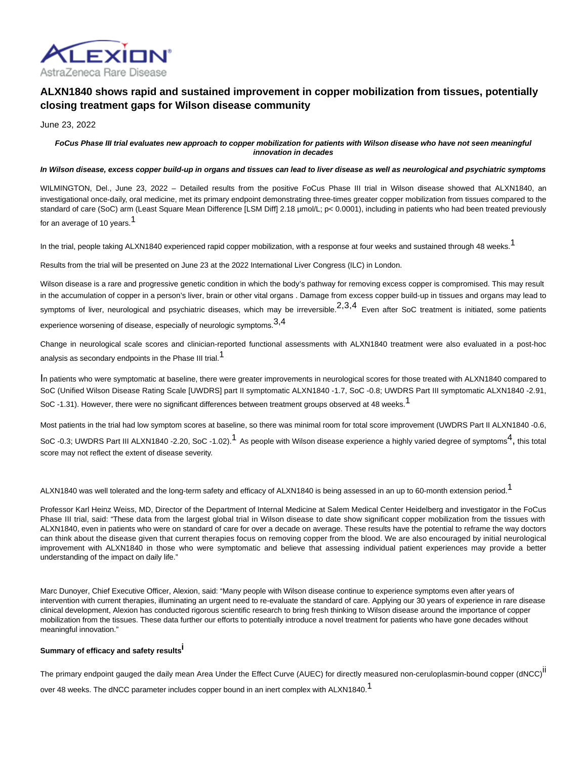# ALXN1840 shows rapid and sustained improvement in copper mobilization from tissues, potentially closing treatment gaps for Wilson disease community

June 23, 2022

***FoCus Phase III trial evaluates new approach to copper mobilization for patients with Wilson disease who have not seen meaningful innovation in decades***

***In Wilson disease, excess copper build-up in organs and tissues can lead to liver disease as well as neurological and psychiatric symptoms***

WILMINGTON, Del., June 23, 2022 – Detailed results from the positive FoCus Phase III trial in Wilson disease showed that ALXN1840, an investigational once-daily, oral medicine, met its primary endpoint demonstrating three-times greater copper mobilization from tissues compared to the standard of care (SoC) arm (Least Square Mean Difference [LSM Diff] 2.18 µmol/L; $p < 0.0001$), including in patients who had been treated previously for an average of 10 years.[1]

In the trial, people taking ALXN1840 experienced rapid copper mobilization, with a response at four weeks and sustained through 48 weeks.[1]

Results from the trial will be presented on June 23 at the 2022 International Liver Congress (ILC) in London.

Wilson disease is a rare and progressive genetic condition in which the body's pathway for removing excess copper is compromised. This may result in the accumulation of copper in a person's liver, brain or other vital organs . Damage from excess copper build-up in tissues and organs may lead to symptoms of liver, neurological and psychiatric diseases, which may be irreversible.[2,3,4] Even after SoC treatment is initiated, some patients experience worsening of disease, especially of neurologic symptoms.[3,4]

Change in neurological scale scores and clinician-reported functional assessments with ALXN1840 treatment were also evaluated in a post-hoc analysis as secondary endpoints in the Phase III trial.[1]

In patients who were symptomatic at baseline, there were greater improvements in neurological scores for those treated with ALXN1840 compared to SoC (Unified Wilson Disease Rating Scale [UWDRS] part II symptomatic ALXN1840 -1.7, SoC -0.8; UWDRS Part III symptomatic ALXN1840 -2.91, SoC -1.31). However, there were no significant differences between treatment groups observed at 48 weeks.[1]

Most patients in the trial had low symptom scores at baseline, so there was minimal room for total score improvement (UWDRS Part II ALXN1840 -0.6, SoC -0.3; UWDRS Part III ALXN1840 -2.20, SoC -1.02).[1] As people with Wilson disease experience a highly varied degree of symptoms[4], this total score may not reflect the extent of disease severity.

ALXN1840 was well tolerated and the long-term safety and efficacy of ALXN1840 is being assessed in an up to 60-month extension period.[1]

Professor Karl Heinz Weiss, MD, Director of the Department of Internal Medicine at Salem Medical Center Heidelberg and investigator in the FoCus Phase III trial, said: "These data from the largest global trial in Wilson disease to date show significant copper mobilization from the tissues with ALXN1840, even in patients who were on standard of care for over a decade on average. These results have the potential to reframe the way doctors can think about the disease given that current therapies focus on removing copper from the blood. We are also encouraged by initial neurological improvement with ALXN1840 in those who were symptomatic and believe that assessing individual patient experiences may provide a better understanding of the impact on daily life."

Marc Dunoyer, Chief Executive Officer, Alexion, said: "Many people with Wilson disease continue to experience symptoms even after years of intervention with current therapies, illuminating an urgent need to re-evaluate the standard of care. Applying our 30 years of experience in rare disease clinical development, Alexion has conducted rigorous scientific research to bring fresh thinking to Wilson disease around the importance of copper mobilization from the tissues. These data further our efforts to potentially introduce a novel treatment for patients who have gone decades without meaningful innovation."

**Summary of efficacy and safety results[i]**

The primary endpoint gauged the daily mean Area Under the Effect Curve (AUEC) for directly measured non-ceruloplasmin-bound copper (dNCC)[ii] over 48 weeks. The dNCC parameter includes copper bound in an inert complex with ALXN1840.[1]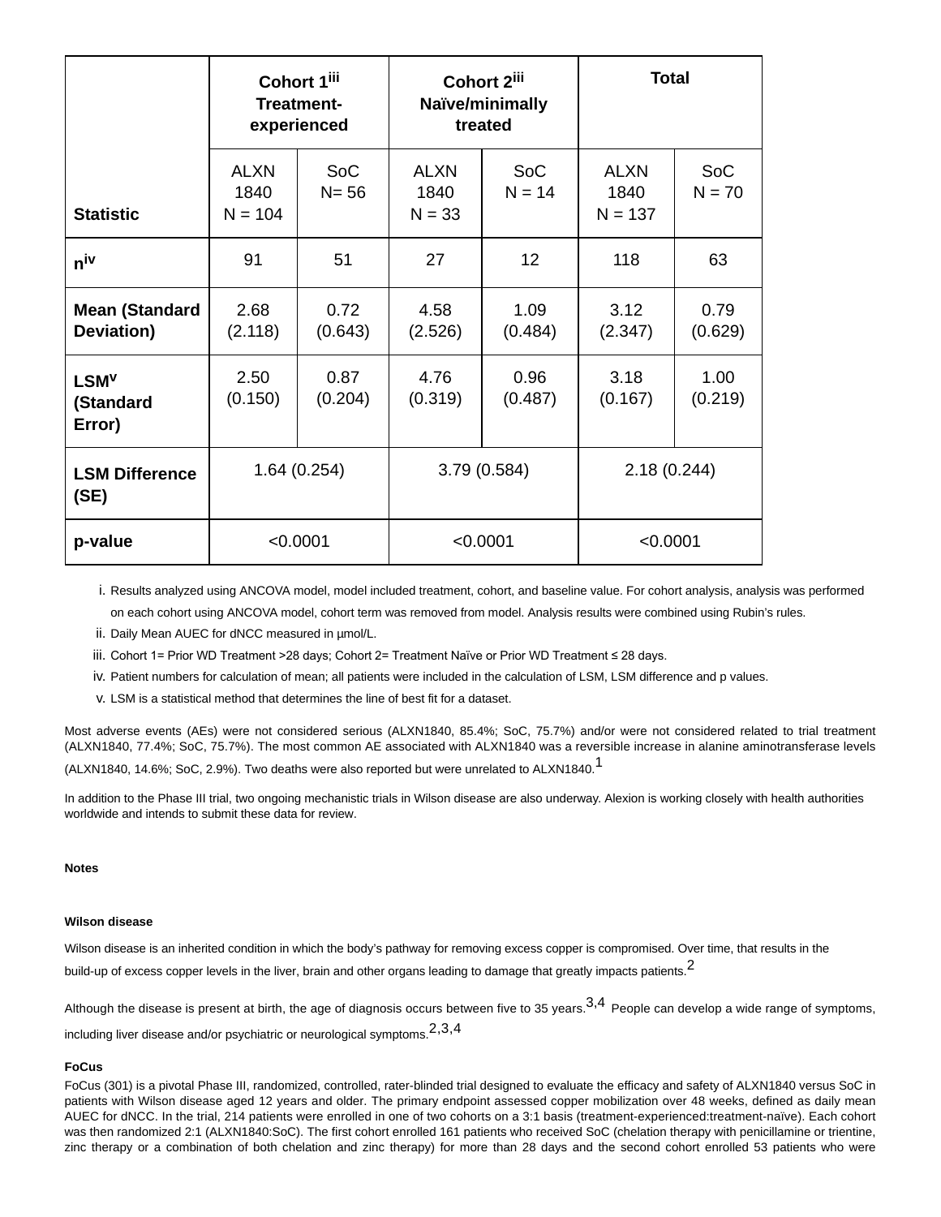| Statistic | Cohort 1[iii] Treatment-experienced | | Cohort 2[iii] Naïve/minimally treated | | Total | |
|---|---|---|---|---|---|---|
| | ALXN 1840 N = 104 | SoC N= 56 | ALXN 1840 N = 33 | SoC N = 14 | ALXN 1840 N = 137 | SoC N = 70 |
| n[iv] | 91 | 51 | 27 | 12 | 118 | 63 |
| Mean (Standard Deviation) | 2.68 (2.118) | 0.72 (0.643) | 4.58 (2.526) | 1.09 (0.484) | 3.12 (2.347) | 0.79 (0.629) |
| LSM[v] (Standard Error) | 2.50 (0.150) | 0.87 (0.204) | 4.76 (0.319) | 0.96 (0.487) | 3.18 (0.167) | 1.00 (0.219) |
| LSM Difference (SE) | 1.64 (0.254) | | 3.79 (0.584) | | 2.18 (0.244) | |
| p-value | <0.0001 | | <0.0001 | | <0.0001 | |

i. Results analyzed using ANCOVA model, model included treatment, cohort, and baseline value. For cohort analysis, analysis was performed on each cohort using ANCOVA model, cohort term was removed from model. Analysis results were combined using Rubin's rules.
ii. Daily Mean AUEC for dNCC measured in µmol/L.
iii. Cohort 1= Prior WD Treatment >28 days; Cohort 2= Treatment Naïve or Prior WD Treatment ≤ 28 days.
iv. Patient numbers for calculation of mean; all patients were included in the calculation of LSM, LSM difference and p values.
v. LSM is a statistical method that determines the line of best fit for a dataset.

Most adverse events (AEs) were not considered serious (ALXN1840, 85.4%; SoC, 75.7%) and/or were not considered related to trial treatment (ALXN1840, 77.4%; SoC, 75.7%). The most common AE associated with ALXN1840 was a reversible increase in alanine aminotransferase levels (ALXN1840, 14.6%; SoC, 2.9%). Two deaths were also reported but were unrelated to ALXN1840.[1]

In addition to the Phase III trial, two ongoing mechanistic trials in Wilson disease are also underway. Alexion is working closely with health authorities worldwide and intends to submit these data for review.

**Notes**

**Wilson disease**

Wilson disease is an inherited condition in which the body's pathway for removing excess copper is compromised. Over time, that results in the build-up of excess copper levels in the liver, brain and other organs leading to damage that greatly impacts patients.[2]

Although the disease is present at birth, the age of diagnosis occurs between five to 35 years.[3,4] People can develop a wide range of symptoms, including liver disease and/or psychiatric or neurological symptoms.[2,3,4]

**FoCus**

FoCus (301) is a pivotal Phase III, randomized, controlled, rater-blinded trial designed to evaluate the efficacy and safety of ALXN1840 versus SoC in patients with Wilson disease aged 12 years and older. The primary endpoint assessed copper mobilization over 48 weeks, defined as daily mean AUEC for dNCC. In the trial, 214 patients were enrolled in one of two cohorts on a 3:1 basis (treatment-experienced:treatment-naïve). Each cohort was then randomized 2:1 (ALXN1840:SoC). The first cohort enrolled 161 patients who received SoC (chelation therapy with penicillamine or trientine, zinc therapy or a combination of both chelation and zinc therapy) for more than 28 days and the second cohort enrolled 53 patients who were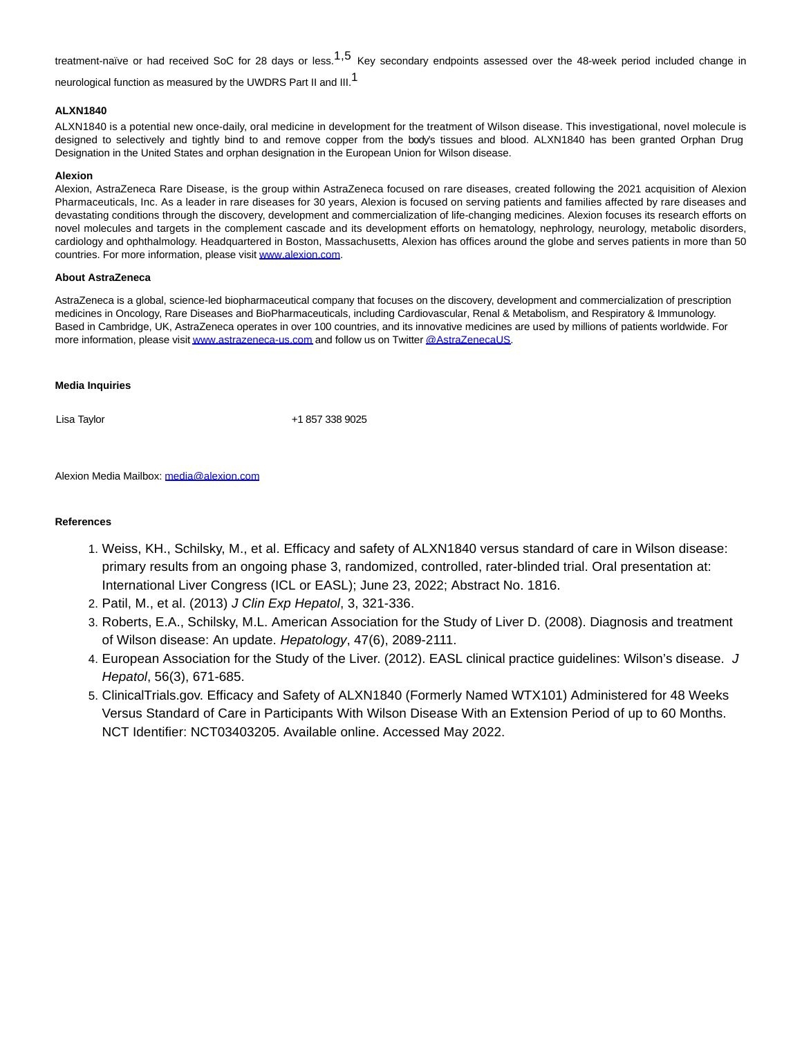treatment-naïve or had received SoC for 28 days or less.[1,5] Key secondary endpoints assessed over the 48-week period included change in neurological function as measured by the UWDRS Part II and III.[1]

**ALXN1840**

ALXN1840 is a potential new once-daily, oral medicine in development for the treatment of Wilson disease. This investigational, novel molecule is designed to selectively and tightly bind to and remove copper from the body's tissues and blood. ALXN1840 has been granted Orphan Drug Designation in the United States and orphan designation in the European Union for Wilson disease.

**Alexion**

Alexion, AstraZeneca Rare Disease, is the group within AstraZeneca focused on rare diseases, created following the 2021 acquisition of Alexion Pharmaceuticals, Inc. As a leader in rare diseases for 30 years, Alexion is focused on serving patients and families affected by rare diseases and devastating conditions through the discovery, development and commercialization of life-changing medicines. Alexion focuses its research efforts on novel molecules and targets in the complement cascade and its development efforts on hematology, nephrology, neurology, metabolic disorders, cardiology and ophthalmology. Headquartered in Boston, Massachusetts, Alexion has offices around the globe and serves patients in more than 50 countries. For more information, please visit www.alexion.com.

**About AstraZeneca**

AstraZeneca is a global, science-led biopharmaceutical company that focuses on the discovery, development and commercialization of prescription medicines in Oncology, Rare Diseases and BioPharmaceuticals, including Cardiovascular, Renal & Metabolism, and Respiratory & Immunology. Based in Cambridge, UK, AstraZeneca operates in over 100 countries, and its innovative medicines are used by millions of patients worldwide. For more information, please visit www.astrazeneca-us.com and follow us on Twitter @AstraZenecaUS.

**Media Inquiries**

| | |
|---|---|
| Lisa Taylor | +1 857 338 9025 |

Alexion Media Mailbox: media@alexion.com

**References**

1. Weiss, KH., Schilsky, M., et al. Efficacy and safety of ALXN1840 versus standard of care in Wilson disease: primary results from an ongoing phase 3, randomized, controlled, rater-blinded trial. Oral presentation at: International Liver Congress (ICL or EASL); June 23, 2022; Abstract No. 1816.
2. Patil, M., et al. (2013) *J Clin Exp Hepatol*, 3, 321-336.
3. Roberts, E.A., Schilsky, M.L. American Association for the Study of Liver D. (2008). Diagnosis and treatment of Wilson disease: An update. *Hepatology*, 47(6), 2089-2111.
4. European Association for the Study of the Liver. (2012). EASL clinical practice guidelines: Wilson's disease. *J Hepatol*, 56(3), 671-685.
5. ClinicalTrials.gov. Efficacy and Safety of ALXN1840 (Formerly Named WTX101) Administered for 48 Weeks Versus Standard of Care in Participants With Wilson Disease With an Extension Period of up to 60 Months. NCT Identifier: NCT03403205. Available online. Accessed May 2022.